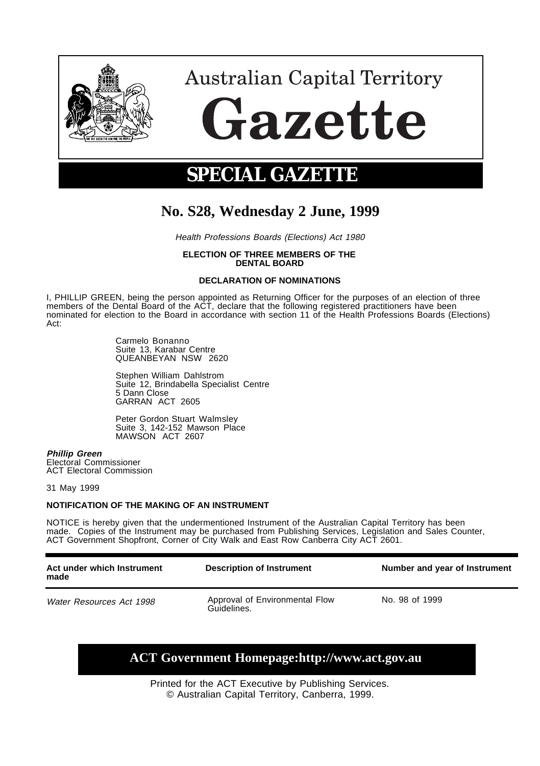# Australian Capital Territory Gazette

## SPECIAL GAZETTE

## No. S28, Wednesday 2 June, 1999

*Health Professions Boards (Elections) Act 1980*

**ELECTION OF THREE MEMBERS OF THE DENTAL BOARD**

**DECLARATION OF NOMINATIONS**

I, PHILLIP GREEN, being the person appointed as Returning Officer for the purposes of an election of three members of the Dental Board of the ACT, declare that the following registered practitioners have been nominated for election to the Board in accordance with section 11 of the Health Professions Boards (Elections) Act:

Carmelo Bonanno
Suite 13, Karabar Centre
QUEANBEYAN NSW 2620

Stephen William Dahlstrom
Suite 12, Brindabella Specialist Centre
5 Dann Close
GARRAN ACT 2605

Peter Gordon Stuart Walmsley
Suite 3, 142-152 Mawson Place
MAWSON ACT 2607

***Phillip Green***
Electoral Commissioner
ACT Electoral Commission

31 May 1999

**NOTIFICATION OF THE MAKING OF AN INSTRUMENT**

NOTICE is hereby given that the undermentioned Instrument of the Australian Capital Territory has been made. Copies of the Instrument may be purchased from Publishing Services, Legislation and Sales Counter, ACT Government Shopfront, Corner of City Walk and East Row Canberra City ACT 2601.

| Act under which Instrument made | Description of Instrument | Number and year of Instrument |
|---|---|---|
| *Water Resources Act 1998* | Approval of Environmental Flow Guidelines. | No. 98 of 1999 |

**ACT Government Homepage:http://www.act.gov.au**

Printed for the ACT Executive by Publishing Services.
© Australian Capital Territory, Canberra, 1999.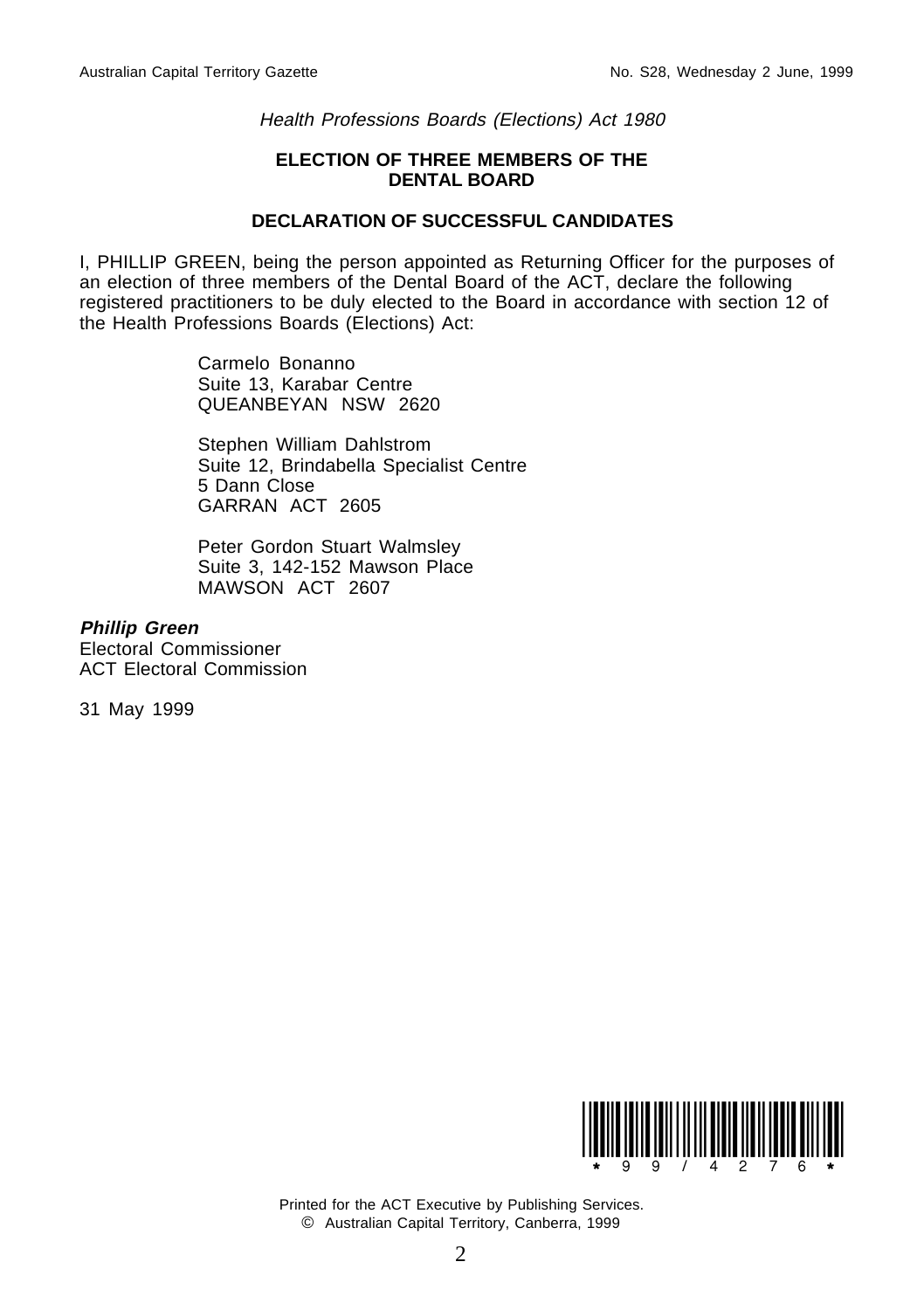*Health Professions Boards (Elections) Act 1980*

**ELECTION OF THREE MEMBERS OF THE DENTAL BOARD**

**DECLARATION OF SUCCESSFUL CANDIDATES**

I, PHILLIP GREEN, being the person appointed as Returning Officer for the purposes of an election of three members of the Dental Board of the ACT, declare the following registered practitioners to be duly elected to the Board in accordance with section 12 of the Health Professions Boards (Elections) Act:

Carmelo Bonanno
Suite 13, Karabar Centre
QUEANBEYAN NSW 2620

Stephen William Dahlstrom
Suite 12, Brindabella Specialist Centre
5 Dann Close
GARRAN ACT 2605

Peter Gordon Stuart Walmsley
Suite 3, 142-152 Mawson Place
MAWSON ACT 2607

***Phillip Green***
Electoral Commissioner
ACT Electoral Commission

31 May 1999

\* 9 9 / 4 2 7 6 \*

Printed for the ACT Executive by Publishing Services.
© Australian Capital Territory, Canberra, 1999